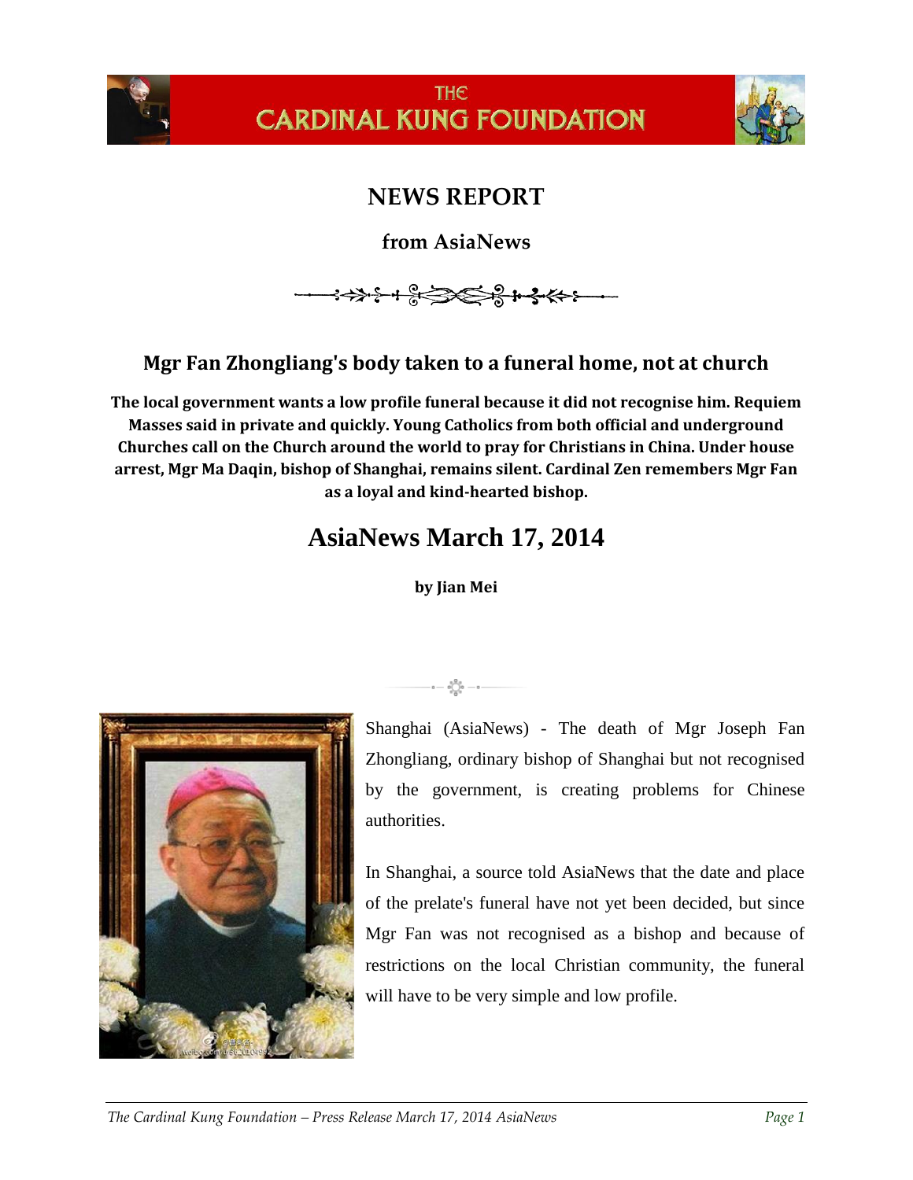# THE CARDINAL KUNG FOUNDATION

## NEWS REPORT

### from AsiaNews

## Mgr Fan Zhongliang's body taken to a funeral home, not at church

**The local government wants a low profile funeral because it did not recognise him. Requiem Masses said in private and quickly. Young Catholics from both official and underground Churches call on the Church around the world to pray for Christians in China. Under house arrest, Mgr Ma Daqin, bishop of Shanghai, remains silent. Cardinal Zen remembers Mgr Fan as a loyal and kind-hearted bishop.**

## AsiaNews March 17, 2014

**by Jian Mei**

Shanghai (AsiaNews) - The death of Mgr Joseph Fan Zhongliang, ordinary bishop of Shanghai but not recognised by the government, is creating problems for Chinese authorities.

In Shanghai, a source told AsiaNews that the date and place of the prelate's funeral have not yet been decided, but since Mgr Fan was not recognised as a bishop and because of restrictions on the local Christian community, the funeral will have to be very simple and low profile.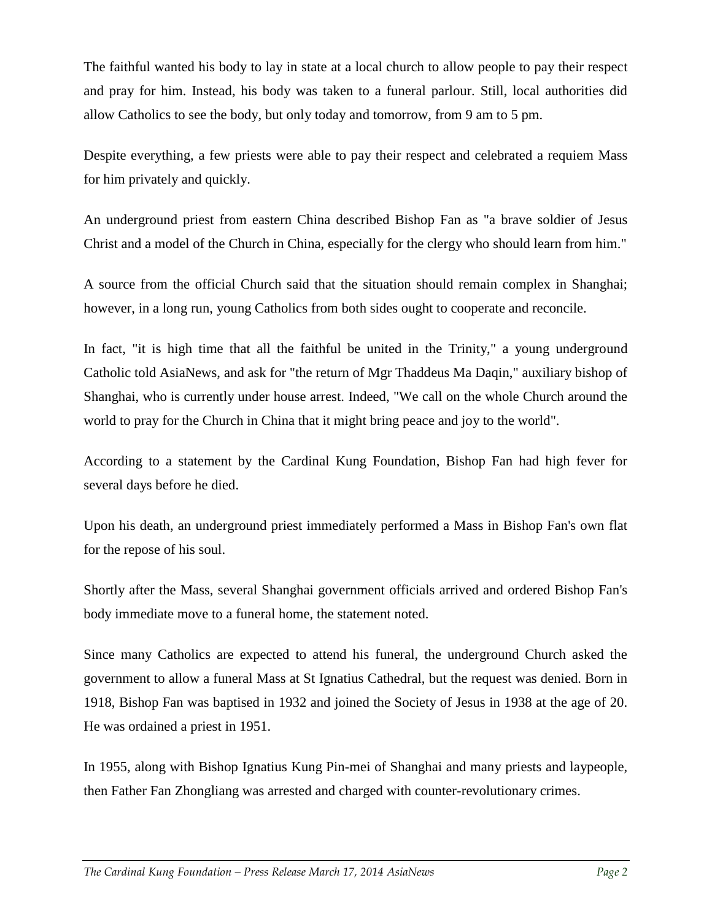The faithful wanted his body to lay in state at a local church to allow people to pay their respect and pray for him. Instead, his body was taken to a funeral parlour. Still, local authorities did allow Catholics to see the body, but only today and tomorrow, from 9 am to 5 pm.

Despite everything, a few priests were able to pay their respect and celebrated a requiem Mass for him privately and quickly.

An underground priest from eastern China described Bishop Fan as "a brave soldier of Jesus Christ and a model of the Church in China, especially for the clergy who should learn from him."

A source from the official Church said that the situation should remain complex in Shanghai; however, in a long run, young Catholics from both sides ought to cooperate and reconcile.

In fact, "it is high time that all the faithful be united in the Trinity," a young underground Catholic told AsiaNews, and ask for "the return of Mgr Thaddeus Ma Daqin," auxiliary bishop of Shanghai, who is currently under house arrest. Indeed, "We call on the whole Church around the world to pray for the Church in China that it might bring peace and joy to the world".

According to a statement by the Cardinal Kung Foundation, Bishop Fan had high fever for several days before he died.

Upon his death, an underground priest immediately performed a Mass in Bishop Fan's own flat for the repose of his soul.

Shortly after the Mass, several Shanghai government officials arrived and ordered Bishop Fan's body immediate move to a funeral home, the statement noted.

Since many Catholics are expected to attend his funeral, the underground Church asked the government to allow a funeral Mass at St Ignatius Cathedral, but the request was denied. Born in 1918, Bishop Fan was baptised in 1932 and joined the Society of Jesus in 1938 at the age of 20. He was ordained a priest in 1951.

In 1955, along with Bishop Ignatius Kung Pin-mei of Shanghai and many priests and laypeople, then Father Fan Zhongliang was arrested and charged with counter-revolutionary crimes.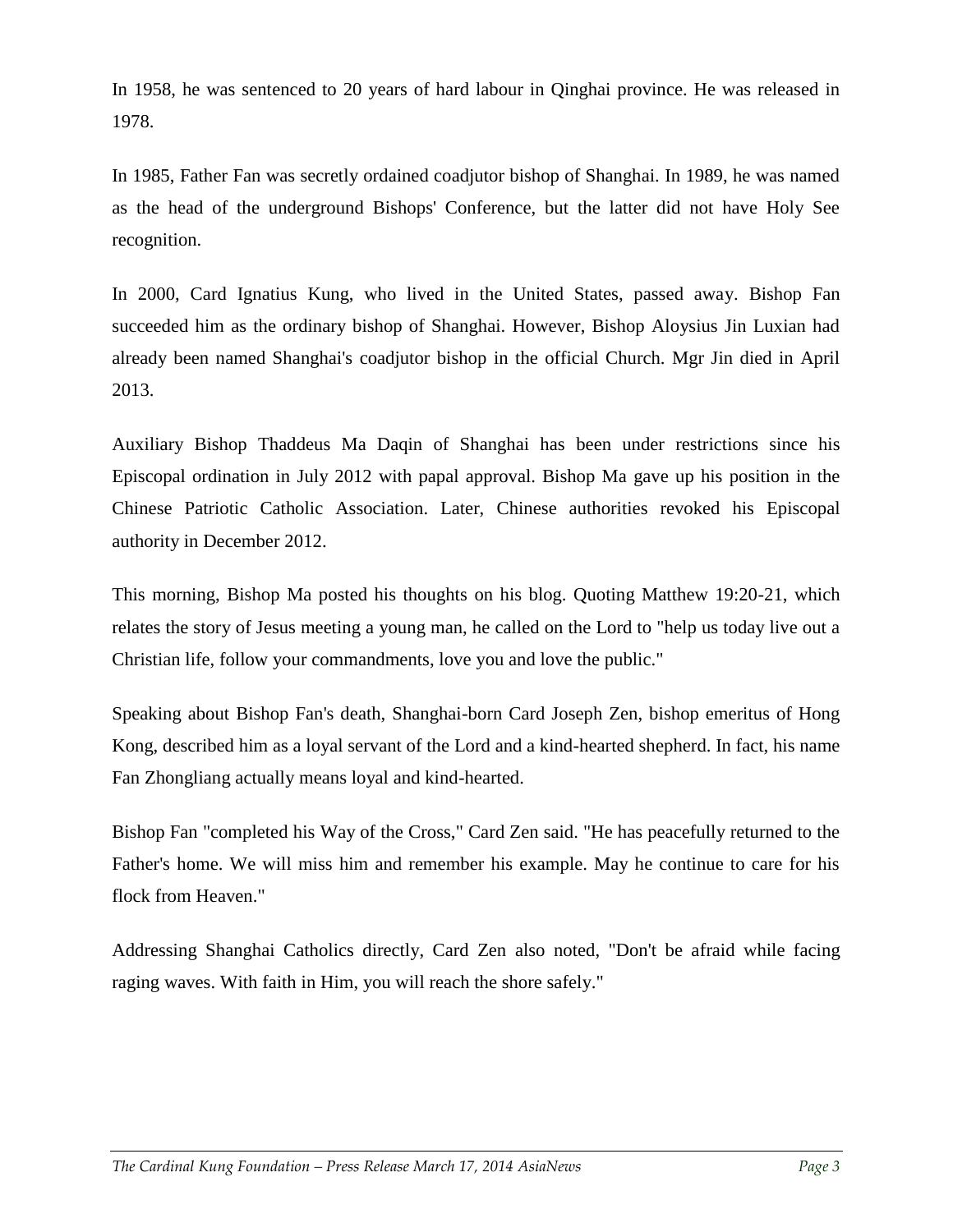In 1958, he was sentenced to 20 years of hard labour in Qinghai province. He was released in 1978.

In 1985, Father Fan was secretly ordained coadjutor bishop of Shanghai. In 1989, he was named as the head of the underground Bishops' Conference, but the latter did not have Holy See recognition.

In 2000, Card Ignatius Kung, who lived in the United States, passed away. Bishop Fan succeeded him as the ordinary bishop of Shanghai. However, Bishop Aloysius Jin Luxian had already been named Shanghai's coadjutor bishop in the official Church. Mgr Jin died in April 2013.

Auxiliary Bishop Thaddeus Ma Daqin of Shanghai has been under restrictions since his Episcopal ordination in July 2012 with papal approval. Bishop Ma gave up his position in the Chinese Patriotic Catholic Association. Later, Chinese authorities revoked his Episcopal authority in December 2012.

This morning, Bishop Ma posted his thoughts on his blog. Quoting Matthew 19:20-21, which relates the story of Jesus meeting a young man, he called on the Lord to "help us today live out a Christian life, follow your commandments, love you and love the public."

Speaking about Bishop Fan's death, Shanghai-born Card Joseph Zen, bishop emeritus of Hong Kong, described him as a loyal servant of the Lord and a kind-hearted shepherd. In fact, his name Fan Zhongliang actually means loyal and kind-hearted.

Bishop Fan "completed his Way of the Cross," Card Zen said. "He has peacefully returned to the Father's home. We will miss him and remember his example. May he continue to care for his flock from Heaven."

Addressing Shanghai Catholics directly, Card Zen also noted, "Don't be afraid while facing raging waves. With faith in Him, you will reach the shore safely."